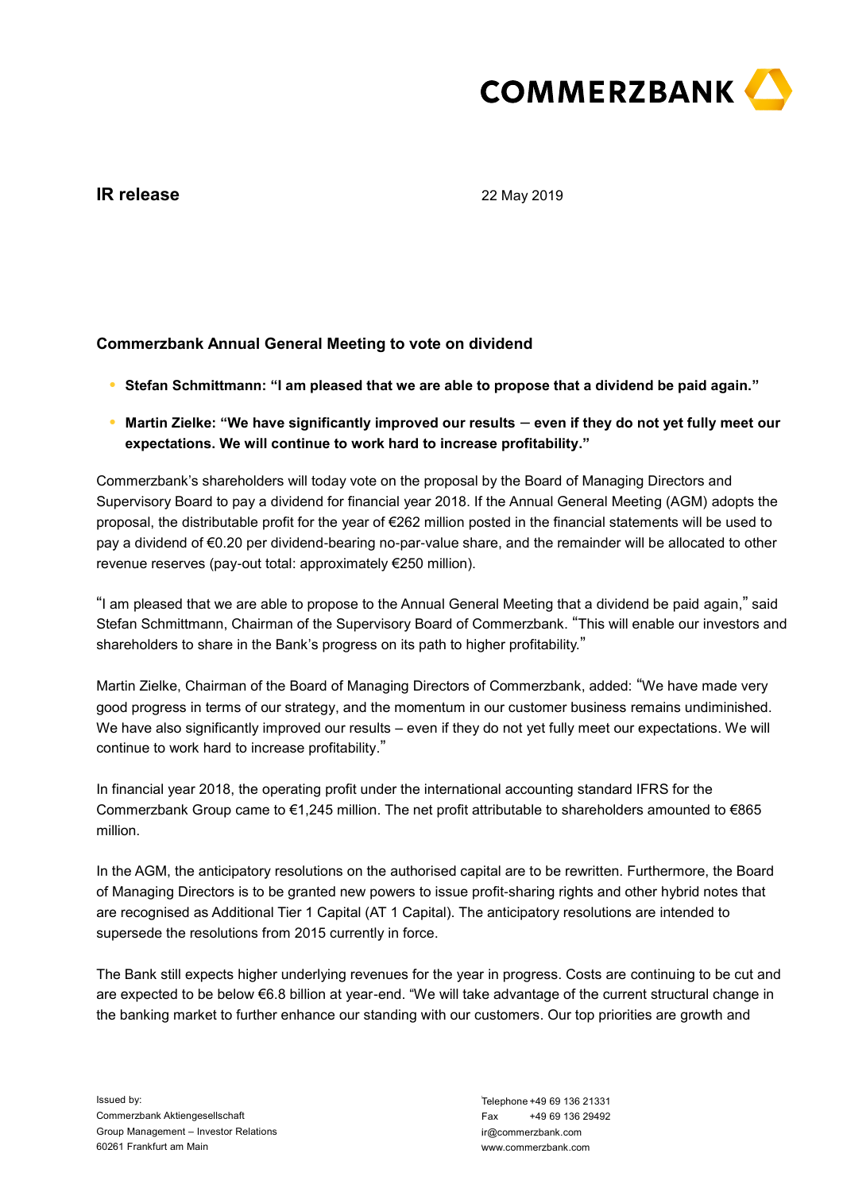IR release

22 May 2019

## Commerzbank Annual General Meeting to vote on dividend

- **Stefan Schmittmann: "I am pleased that we are able to propose that a dividend be paid again."**
- **Martin Zielke: "We have significantly improved our results – even if they do not yet fully meet our expectations. We will continue to work hard to increase profitability."**

Commerzbank's shareholders will today vote on the proposal by the Board of Managing Directors and Supervisory Board to pay a dividend for financial year 2018. If the Annual General Meeting (AGM) adopts the proposal, the distributable profit for the year of €262 million posted in the financial statements will be used to pay a dividend of €0.20 per dividend-bearing no-par-value share, and the remainder will be allocated to other revenue reserves (pay-out total: approximately €250 million).

"I am pleased that we are able to propose to the Annual General Meeting that a dividend be paid again," said Stefan Schmittmann, Chairman of the Supervisory Board of Commerzbank. "This will enable our investors and shareholders to share in the Bank's progress on its path to higher profitability."

Martin Zielke, Chairman of the Board of Managing Directors of Commerzbank, added: "We have made very good progress in terms of our strategy, and the momentum in our customer business remains undiminished. We have also significantly improved our results – even if they do not yet fully meet our expectations. We will continue to work hard to increase profitability."

In financial year 2018, the operating profit under the international accounting standard IFRS for the Commerzbank Group came to €1,245 million. The net profit attributable to shareholders amounted to €865 million.

In the AGM, the anticipatory resolutions on the authorised capital are to be rewritten. Furthermore, the Board of Managing Directors is to be granted new powers to issue profit-sharing rights and other hybrid notes that are recognised as Additional Tier 1 Capital (AT 1 Capital). The anticipatory resolutions are intended to supersede the resolutions from 2015 currently in force.

The Bank still expects higher underlying revenues for the year in progress. Costs are continuing to be cut and are expected to be below €6.8 billion at year-end. "We will take advantage of the current structural change in the banking market to further enhance our standing with our customers. Our top priorities are growth and

Issued by:
Commerzbank Aktiengesellschaft
Group Management – Investor Relations
60261 Frankfurt am Main

Telephone +49 69 136 21331
Fax +49 69 136 29492
ir@commerzbank.com
www.commerzbank.com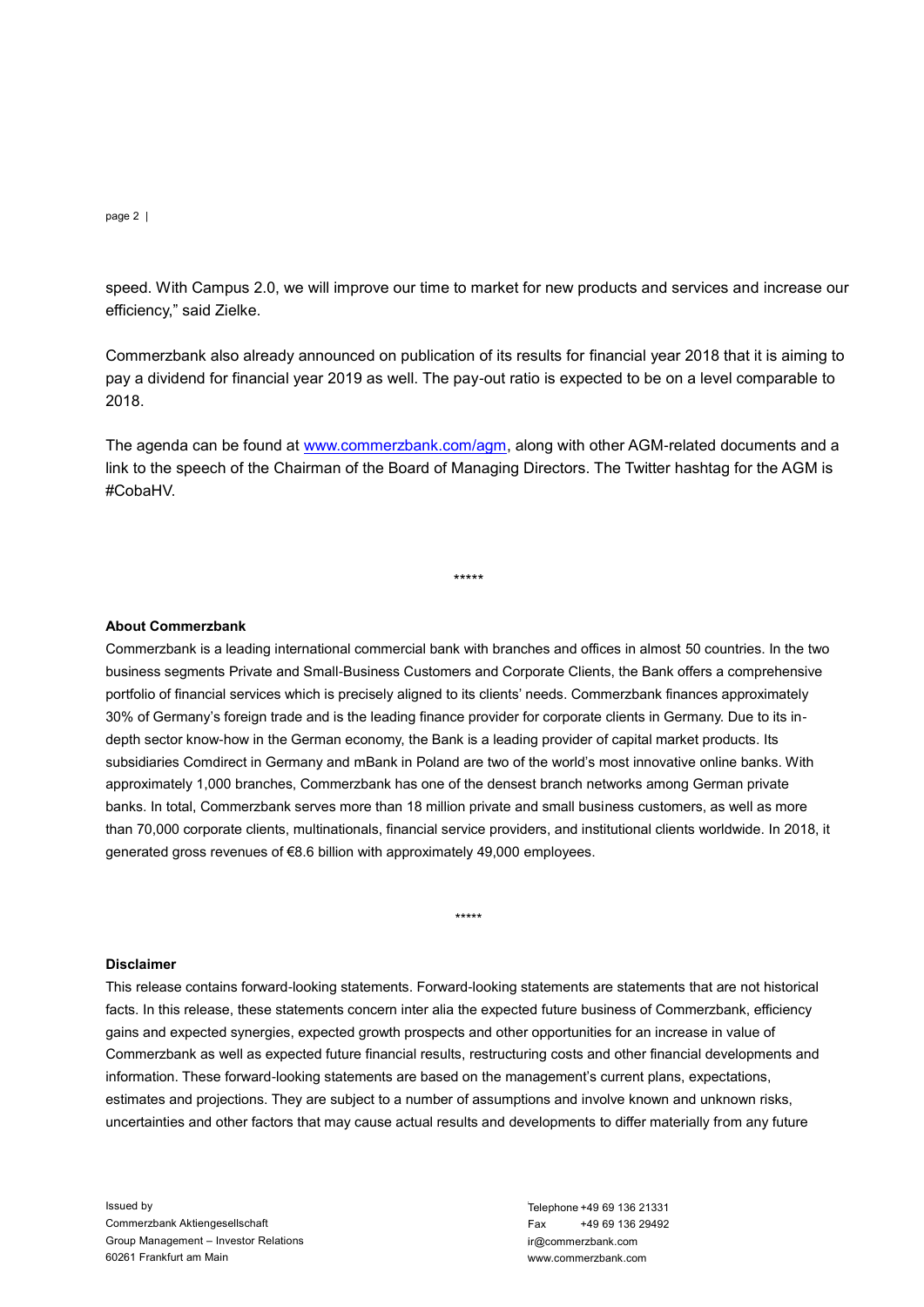speed. With Campus 2.0, we will improve our time to market for new products and services and increase our efficiency," said Zielke.

Commerzbank also already announced on publication of its results for financial year 2018 that it is aiming to pay a dividend for financial year 2019 as well. The pay-out ratio is expected to be on a level comparable to 2018.

The agenda can be found at www.commerzbank.com/agm, along with other AGM-related documents and a link to the speech of the Chairman of the Board of Managing Directors. The Twitter hashtag for the AGM is #CobaHV.

*****

**About Commerzbank**

Commerzbank is a leading international commercial bank with branches and offices in almost 50 countries. In the two business segments Private and Small-Business Customers and Corporate Clients, the Bank offers a comprehensive portfolio of financial services which is precisely aligned to its clients' needs. Commerzbank finances approximately 30% of Germany's foreign trade and is the leading finance provider for corporate clients in Germany. Due to its in-depth sector know-how in the German economy, the Bank is a leading provider of capital market products. Its subsidiaries Comdirect in Germany and mBank in Poland are two of the world's most innovative online banks. With approximately 1,000 branches, Commerzbank has one of the densest branch networks among German private banks. In total, Commerzbank serves more than 18 million private and small business customers, as well as more than 70,000 corporate clients, multinationals, financial service providers, and institutional clients worldwide. In 2018, it generated gross revenues of €8.6 billion with approximately 49,000 employees.

*****

**Disclaimer**

This release contains forward-looking statements. Forward-looking statements are statements that are not historical facts. In this release, these statements concern inter alia the expected future business of Commerzbank, efficiency gains and expected synergies, expected growth prospects and other opportunities for an increase in value of Commerzbank as well as expected future financial results, restructuring costs and other financial developments and information. These forward-looking statements are based on the management's current plans, expectations, estimates and projections. They are subject to a number of assumptions and involve known and unknown risks, uncertainties and other factors that may cause actual results and developments to differ materially from any future

Issued by
Commerzbank Aktiengesellschaft
Group Management – Investor Relations
60261 Frankfurt am Main

Telephone +49 69 136 21331
Fax +49 69 136 29492
ir@commerzbank.com
www.commerzbank.com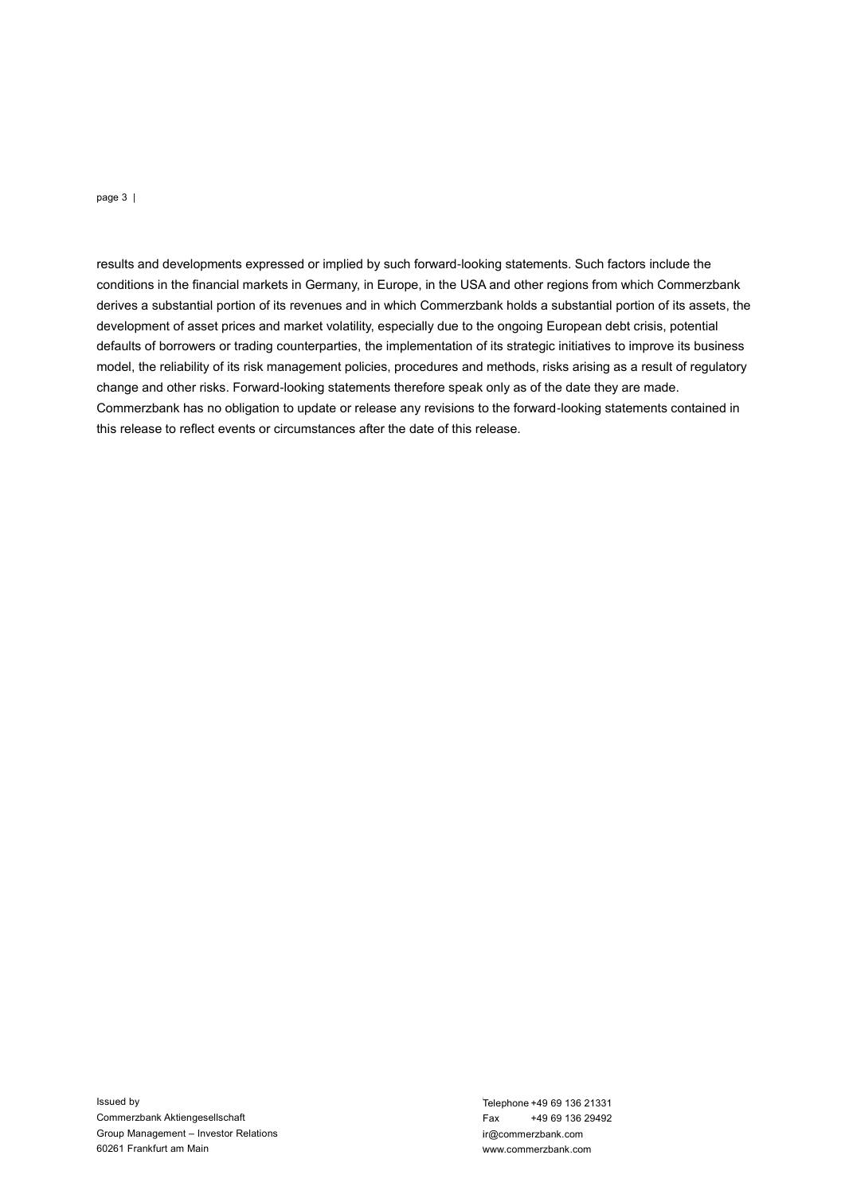results and developments expressed or implied by such forward-looking statements. Such factors include the conditions in the financial markets in Germany, in Europe, in the USA and other regions from which Commerzbank derives a substantial portion of its revenues and in which Commerzbank holds a substantial portion of its assets, the development of asset prices and market volatility, especially due to the ongoing European debt crisis, potential defaults of borrowers or trading counterparties, the implementation of its strategic initiatives to improve its business model, the reliability of its risk management policies, procedures and methods, risks arising as a result of regulatory change and other risks. Forward-looking statements therefore speak only as of the date they are made. Commerzbank has no obligation to update or release any revisions to the forward-looking statements contained in this release to reflect events or circumstances after the date of this release.

Issued by
Commerzbank Aktiengesellschaft
Group Management – Investor Relations
60261 Frankfurt am Main

Telephone +49 69 136 21331
Fax +49 69 136 29492
ir@commerzbank.com
www.commerzbank.com